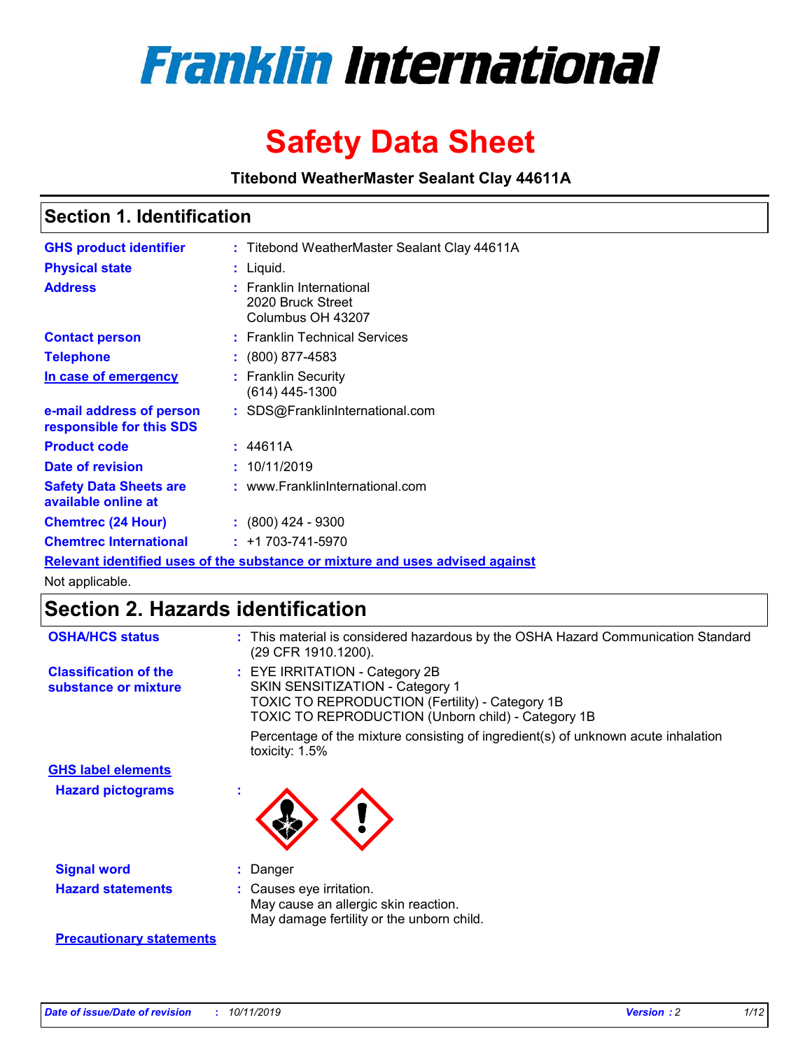# Franklin International

# Safety Data Sheet

**Titebond WeatherMaster Sealant Clay 44611A**

## Section 1. Identification

| | | |
|---|---|---|
| **GHS product identifier** | : | Titebond WeatherMaster Sealant Clay 44611A |
| **Physical state** | : | Liquid. |
| **Address** | : | Franklin International<br>2020 Bruck Street<br>Columbus OH 43207 |
| **Contact person** | : | Franklin Technical Services |
| **Telephone** | : | (800) 877-4583 |
| **In case of emergency** | : | Franklin Security<br>(614) 445-1300 |
| **e-mail address of person responsible for this SDS** | : | SDS@FranklinInternational.com |
| **Product code** | : | 44611A |
| **Date of revision** | : | 10/11/2019 |
| **Safety Data Sheets are available online at** | : | www.FranklinInternational.com |
| **Chemtrec (24 Hour)** | : | (800) 424 - 9300 |
| **Chemtrec International** | : | +1 703-741-5970 |

**Relevant identified uses of the substance or mixture and uses advised against**

Not applicable.

## Section 2. Hazards identification

| | | |
|---|---|---|
| **OSHA/HCS status** | : | This material is considered hazardous by the OSHA Hazard Communication Standard (29 CFR 1910.1200). |
| **Classification of the substance or mixture** | : | EYE IRRITATION - Category 2B<br>SKIN SENSITIZATION - Category 1<br>TOXIC TO REPRODUCTION (Fertility) - Category 1B<br>TOXIC TO REPRODUCTION (Unborn child) - Category 1B<br><br>Percentage of the mixture consisting of ingredient(s) of unknown acute inhalation toxicity: 1.5% |

**GHS label elements**

| | | |
|---|---|---|
| **Hazard pictograms** | : | |
| **Signal word** | : | Danger |
| **Hazard statements** | : | Causes eye irritation.<br>May cause an allergic skin reaction.<br>May damage fertility or the unborn child. |

**Precautionary statements**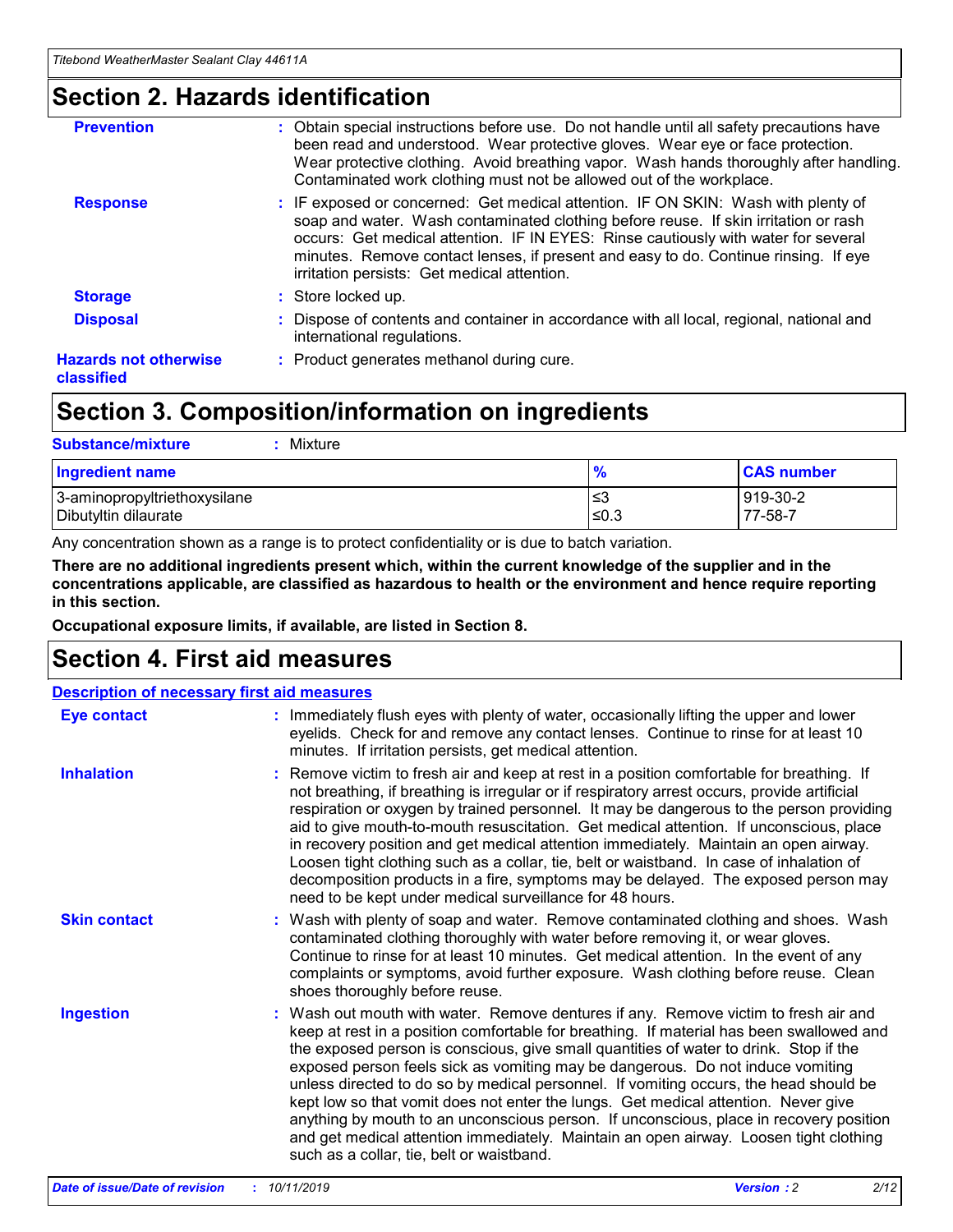## Section 2. Hazards identification

**Prevention** : Obtain special instructions before use. Do not handle until all safety precautions have been read and understood. Wear protective gloves. Wear eye or face protection. Wear protective clothing. Avoid breathing vapor. Wash hands thoroughly after handling. Contaminated work clothing must not be allowed out of the workplace.

**Response** : IF exposed or concerned: Get medical attention. IF ON SKIN: Wash with plenty of soap and water. Wash contaminated clothing before reuse. If skin irritation or rash occurs: Get medical attention. IF IN EYES: Rinse cautiously with water for several minutes. Remove contact lenses, if present and easy to do. Continue rinsing. If eye irritation persists: Get medical attention.

**Storage** : Store locked up.

**Disposal** : Dispose of contents and container in accordance with all local, regional, national and international regulations.

**Hazards not otherwise classified** : Product generates methanol during cure.

## Section 3. Composition/information on ingredients

**Substance/mixture** : Mixture

| Ingredient name | % | CAS number |
| --- | --- | --- |
| 3-aminopropyltriethoxysilane | ≤3 | 919-30-2 |
| Dibutyltin dilaurate | ≤0.3 | 77-58-7 |

Any concentration shown as a range is to protect confidentiality or is due to batch variation.

**There are no additional ingredients present which, within the current knowledge of the supplier and in the concentrations applicable, are classified as hazardous to health or the environment and hence require reporting in this section.**

**Occupational exposure limits, if available, are listed in Section 8.**

## Section 4. First aid measures

**Description of necessary first aid measures**

**Eye contact** : Immediately flush eyes with plenty of water, occasionally lifting the upper and lower eyelids. Check for and remove any contact lenses. Continue to rinse for at least 10 minutes. If irritation persists, get medical attention.

**Inhalation** : Remove victim to fresh air and keep at rest in a position comfortable for breathing. If not breathing, if breathing is irregular or if respiratory arrest occurs, provide artificial respiration or oxygen by trained personnel. It may be dangerous to the person providing aid to give mouth-to-mouth resuscitation. Get medical attention. If unconscious, place in recovery position and get medical attention immediately. Maintain an open airway. Loosen tight clothing such as a collar, tie, belt or waistband. In case of inhalation of decomposition products in a fire, symptoms may be delayed. The exposed person may need to be kept under medical surveillance for 48 hours.

**Skin contact** : Wash with plenty of soap and water. Remove contaminated clothing and shoes. Wash contaminated clothing thoroughly with water before removing it, or wear gloves. Continue to rinse for at least 10 minutes. Get medical attention. In the event of any complaints or symptoms, avoid further exposure. Wash clothing before reuse. Clean shoes thoroughly before reuse.

**Ingestion** : Wash out mouth with water. Remove dentures if any. Remove victim to fresh air and keep at rest in a position comfortable for breathing. If material has been swallowed and the exposed person is conscious, give small quantities of water to drink. Stop if the exposed person feels sick as vomiting may be dangerous. Do not induce vomiting unless directed to do so by medical personnel. If vomiting occurs, the head should be kept low so that vomit does not enter the lungs. Get medical attention. Never give anything by mouth to an unconscious person. If unconscious, place in recovery position and get medical attention immediately. Maintain an open airway. Loosen tight clothing such as a collar, tie, belt or waistband.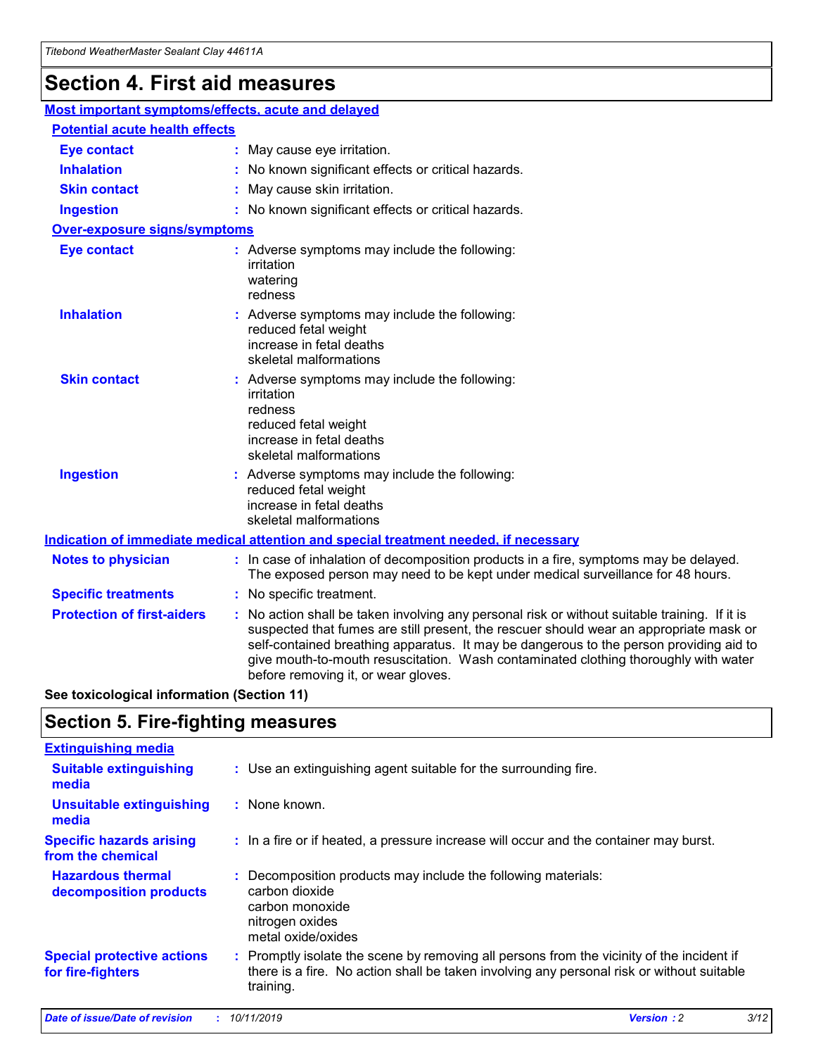# Section 4. First aid measures

## Most important symptoms/effects, acute and delayed

### Potential acute health effects

| | |
|---|---|
| **Eye contact** | : May cause eye irritation. |
| **Inhalation** | : No known significant effects or critical hazards. |
| **Skin contact** | : May cause skin irritation. |
| **Ingestion** | : No known significant effects or critical hazards. |

### Over-exposure signs/symptoms

| | |
|---|---|
| **Eye contact** | : Adverse symptoms may include the following: irritation watering redness |
| **Inhalation** | : Adverse symptoms may include the following: reduced fetal weight increase in fetal deaths skeletal malformations |
| **Skin contact** | : Adverse symptoms may include the following: irritation redness reduced fetal weight increase in fetal deaths skeletal malformations |
| **Ingestion** | : Adverse symptoms may include the following: reduced fetal weight increase in fetal deaths skeletal malformations |

## Indication of immediate medical attention and special treatment needed, if necessary

| | |
|---|---|
| **Notes to physician** | : In case of inhalation of decomposition products in a fire, symptoms may be delayed. The exposed person may need to be kept under medical surveillance for 48 hours. |
| **Specific treatments** | : No specific treatment. |
| **Protection of first-aiders** | : No action shall be taken involving any personal risk or without suitable training. If it is suspected that fumes are still present, the rescuer should wear an appropriate mask or self-contained breathing apparatus. It may be dangerous to the person providing aid to give mouth-to-mouth resuscitation. Wash contaminated clothing thoroughly with water before removing it, or wear gloves. |

**See toxicological information (Section 11)**

# Section 5. Fire-fighting measures

## Extinguishing media

| | |
|---|---|
| **Suitable extinguishing media** | : Use an extinguishing agent suitable for the surrounding fire. |
| **Unsuitable extinguishing media** | : None known. |
| **Specific hazards arising from the chemical** | : In a fire or if heated, a pressure increase will occur and the container may burst. |
| **Hazardous thermal decomposition products** | : Decomposition products may include the following materials: carbon dioxide carbon monoxide nitrogen oxides metal oxide/oxides |
| **Special protective actions for fire-fighters** | : Promptly isolate the scene by removing all persons from the vicinity of the incident if there is a fire. No action shall be taken involving any personal risk or without suitable training. |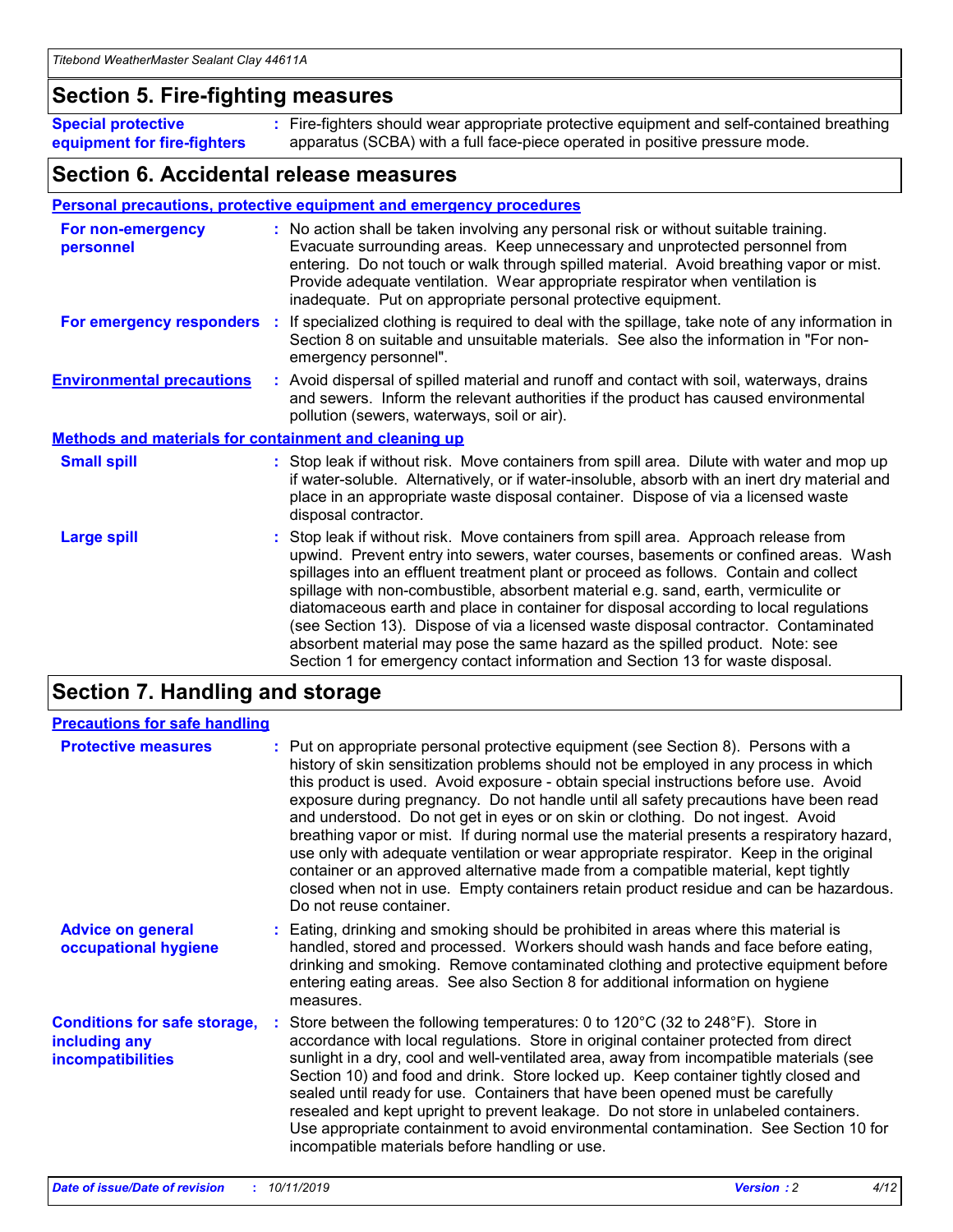## Section 5. Fire-fighting measures

**Special protective equipment for fire-fighters** : Fire-fighters should wear appropriate protective equipment and self-contained breathing apparatus (SCBA) with a full face-piece operated in positive pressure mode.

## Section 6. Accidental release measures

### Personal precautions, protective equipment and emergency procedures

**For non-emergency personnel** : No action shall be taken involving any personal risk or without suitable training. Evacuate surrounding areas. Keep unnecessary and unprotected personnel from entering. Do not touch or walk through spilled material. Avoid breathing vapor or mist. Provide adequate ventilation. Wear appropriate respirator when ventilation is inadequate. Put on appropriate personal protective equipment.

**For emergency responders** : If specialized clothing is required to deal with the spillage, take note of any information in Section 8 on suitable and unsuitable materials. See also the information in "For non-emergency personnel".

**Environmental precautions** : Avoid dispersal of spilled material and runoff and contact with soil, waterways, drains and sewers. Inform the relevant authorities if the product has caused environmental pollution (sewers, waterways, soil or air).

### Methods and materials for containment and cleaning up

**Small spill** : Stop leak if without risk. Move containers from spill area. Dilute with water and mop up if water-soluble. Alternatively, or if water-insoluble, absorb with an inert dry material and place in an appropriate waste disposal container. Dispose of via a licensed waste disposal contractor.

**Large spill** : Stop leak if without risk. Move containers from spill area. Approach release from upwind. Prevent entry into sewers, water courses, basements or confined areas. Wash spillages into an effluent treatment plant or proceed as follows. Contain and collect spillage with non-combustible, absorbent material e.g. sand, earth, vermiculite or diatomaceous earth and place in container for disposal according to local regulations (see Section 13). Dispose of via a licensed waste disposal contractor. Contaminated absorbent material may pose the same hazard as the spilled product. Note: see Section 1 for emergency contact information and Section 13 for waste disposal.

## Section 7. Handling and storage

### Precautions for safe handling

**Protective measures** : Put on appropriate personal protective equipment (see Section 8). Persons with a history of skin sensitization problems should not be employed in any process in which this product is used. Avoid exposure - obtain special instructions before use. Avoid exposure during pregnancy. Do not handle until all safety precautions have been read and understood. Do not get in eyes or on skin or clothing. Do not ingest. Avoid breathing vapor or mist. If during normal use the material presents a respiratory hazard, use only with adequate ventilation or wear appropriate respirator. Keep in the original container or an approved alternative made from a compatible material, kept tightly closed when not in use. Empty containers retain product residue and can be hazardous. Do not reuse container.

**Advice on general occupational hygiene** : Eating, drinking and smoking should be prohibited in areas where this material is handled, stored and processed. Workers should wash hands and face before eating, drinking and smoking. Remove contaminated clothing and protective equipment before entering eating areas. See also Section 8 for additional information on hygiene measures.

**Conditions for safe storage, including any incompatibilities** : Store between the following temperatures: 0 to 120°C (32 to 248°F). Store in accordance with local regulations. Store in original container protected from direct sunlight in a dry, cool and well-ventilated area, away from incompatible materials (see Section 10) and food and drink. Store locked up. Keep container tightly closed and sealed until ready for use. Containers that have been opened must be carefully resealed and kept upright to prevent leakage. Do not store in unlabeled containers. Use appropriate containment to avoid environmental contamination. See Section 10 for incompatible materials before handling or use.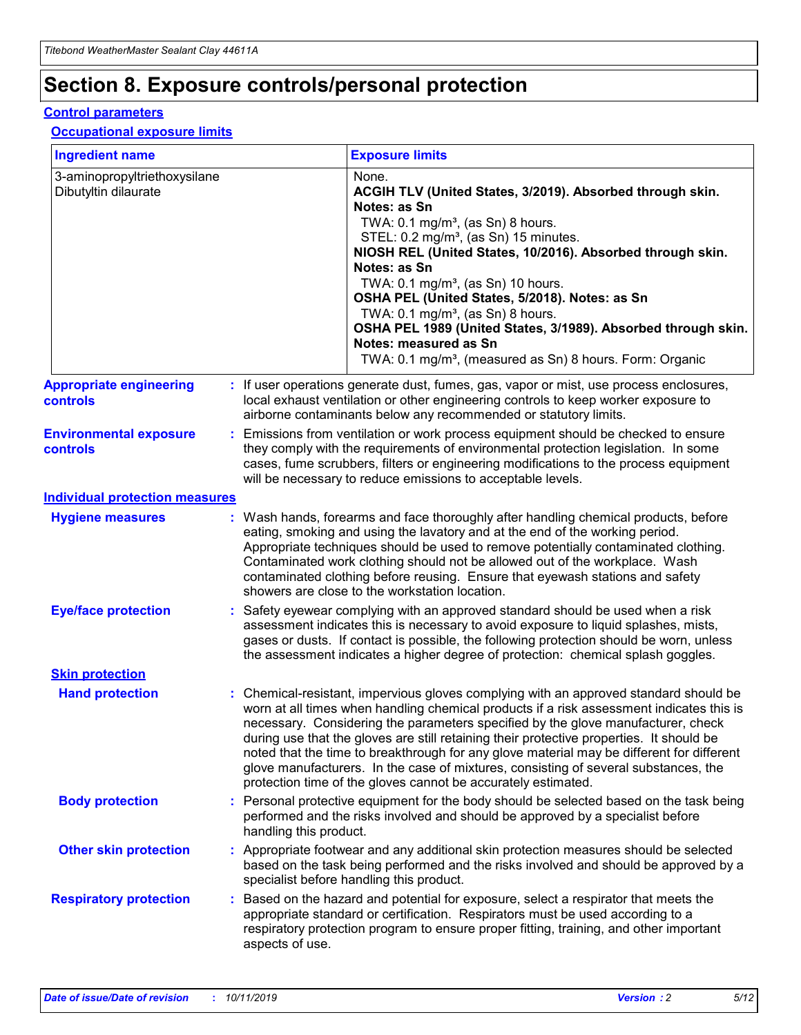# Section 8. Exposure controls/personal protection

## Control parameters

### Occupational exposure limits

| Ingredient name | Exposure limits |
|---|---|
| 3-aminopropyltriethoxysilane<br>Dibutyltin dilaurate | None.<br>**ACGIH TLV (United States, 3/2019). Absorbed through skin. Notes: as Sn**<br>TWA: 0.1 mg/m³, (as Sn) 8 hours.<br>STEL: 0.2 mg/m³, (as Sn) 15 minutes.<br>**NIOSH REL (United States, 10/2016). Absorbed through skin. Notes: as Sn**<br>TWA: 0.1 mg/m³, (as Sn) 10 hours.<br>**OSHA PEL (United States, 5/2018). Notes: as Sn**<br>TWA: 0.1 mg/m³, (as Sn) 8 hours.<br>**OSHA PEL 1989 (United States, 3/1989). Absorbed through skin. Notes: measured as Sn**<br>TWA: 0.1 mg/m³, (measured as Sn) 8 hours. Form: Organic |

**Appropriate engineering controls** : If user operations generate dust, fumes, gas, vapor or mist, use process enclosures, local exhaust ventilation or other engineering controls to keep worker exposure to airborne contaminants below any recommended or statutory limits.

**Environmental exposure controls** : Emissions from ventilation or work process equipment should be checked to ensure they comply with the requirements of environmental protection legislation. In some cases, fume scrubbers, filters or engineering modifications to the process equipment will be necessary to reduce emissions to acceptable levels.

## Individual protection measures

**Hygiene measures** : Wash hands, forearms and face thoroughly after handling chemical products, before eating, smoking and using the lavatory and at the end of the working period. Appropriate techniques should be used to remove potentially contaminated clothing. Contaminated work clothing should not be allowed out of the workplace. Wash contaminated clothing before reusing. Ensure that eyewash stations and safety showers are close to the workstation location.

**Eye/face protection** : Safety eyewear complying with an approved standard should be used when a risk assessment indicates this is necessary to avoid exposure to liquid splashes, mists, gases or dusts. If contact is possible, the following protection should be worn, unless the assessment indicates a higher degree of protection: chemical splash goggles.

### Skin protection

**Hand protection** : Chemical-resistant, impervious gloves complying with an approved standard should be worn at all times when handling chemical products if a risk assessment indicates this is necessary. Considering the parameters specified by the glove manufacturer, check during use that the gloves are still retaining their protective properties. It should be noted that the time to breakthrough for any glove material may be different for different glove manufacturers. In the case of mixtures, consisting of several substances, the protection time of the gloves cannot be accurately estimated.

**Body protection** : Personal protective equipment for the body should be selected based on the task being performed and the risks involved and should be approved by a specialist before handling this product.

**Other skin protection** : Appropriate footwear and any additional skin protection measures should be selected based on the task being performed and the risks involved and should be approved by a specialist before handling this product.

**Respiratory protection** : Based on the hazard and potential for exposure, select a respirator that meets the appropriate standard or certification. Respirators must be used according to a respiratory protection program to ensure proper fitting, training, and other important aspects of use.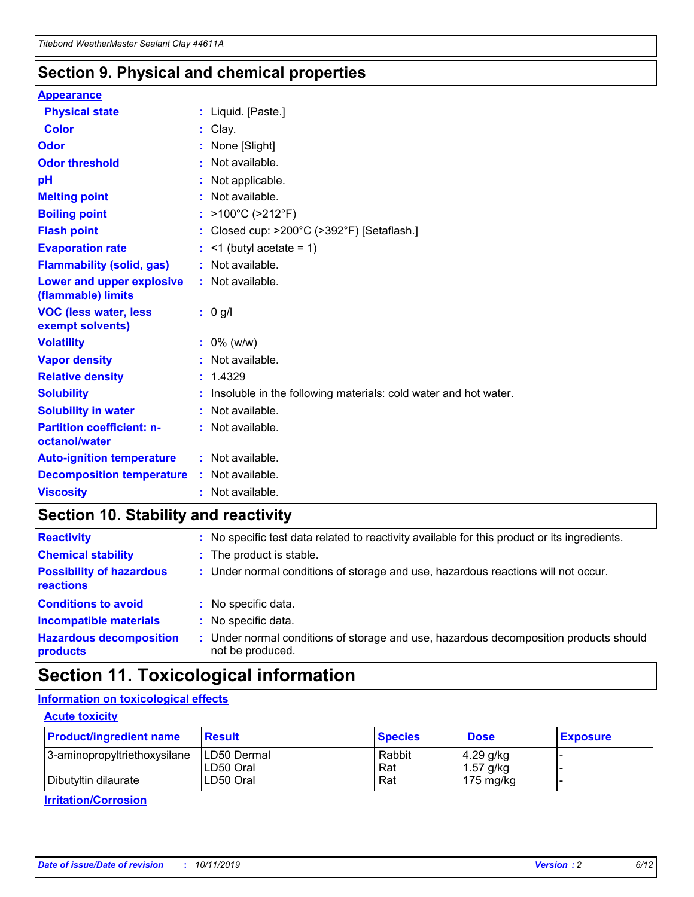## Section 9. Physical and chemical properties

**Appearance**

| | |
|---|---|
| **Physical state** | : Liquid. [Paste.] |
| **Color** | : Clay. |
| **Odor** | : None [Slight] |
| **Odor threshold** | : Not available. |
| **pH** | : Not applicable. |
| **Melting point** | : Not available. |
| **Boiling point** | : >100°C (>212°F) |
| **Flash point** | : Closed cup: >200°C (>392°F) [Setaflash.] |
| **Evaporation rate** | : <1 (butyl acetate = 1) |
| **Flammability (solid, gas)** | : Not available. |
| **Lower and upper explosive (flammable) limits** | : Not available. |
| **VOC (less water, less exempt solvents)** | : 0 g/l |
| **Volatility** | : 0% (w/w) |
| **Vapor density** | : Not available. |
| **Relative density** | : 1.4329 |
| **Solubility** | : Insoluble in the following materials: cold water and hot water. |
| **Solubility in water** | : Not available. |
| **Partition coefficient: n-octanol/water** | : Not available. |
| **Auto-ignition temperature** | : Not available. |
| **Decomposition temperature** | : Not available. |
| **Viscosity** | : Not available. |

## Section 10. Stability and reactivity

| | |
|---|---|
| **Reactivity** | : No specific test data related to reactivity available for this product or its ingredients. |
| **Chemical stability** | : The product is stable. |
| **Possibility of hazardous reactions** | : Under normal conditions of storage and use, hazardous reactions will not occur. |
| **Conditions to avoid** | : No specific data. |
| **Incompatible materials** | : No specific data. |
| **Hazardous decomposition products** | : Under normal conditions of storage and use, hazardous decomposition products should not be produced. |

## Section 11. Toxicological information

**Information on toxicological effects**

**Acute toxicity**

| Product/ingredient name | Result | Species | Dose | Exposure |
|---|---|---|---|---|
| 3-aminopropyltriethoxysilane | LD50 Dermal | Rabbit | 4.29 g/kg | - |
| | LD50 Oral | Rat | 1.57 g/kg | - |
| Dibutyltin dilaurate | LD50 Oral | Rat | 175 mg/kg | - |

**Irritation/Corrosion**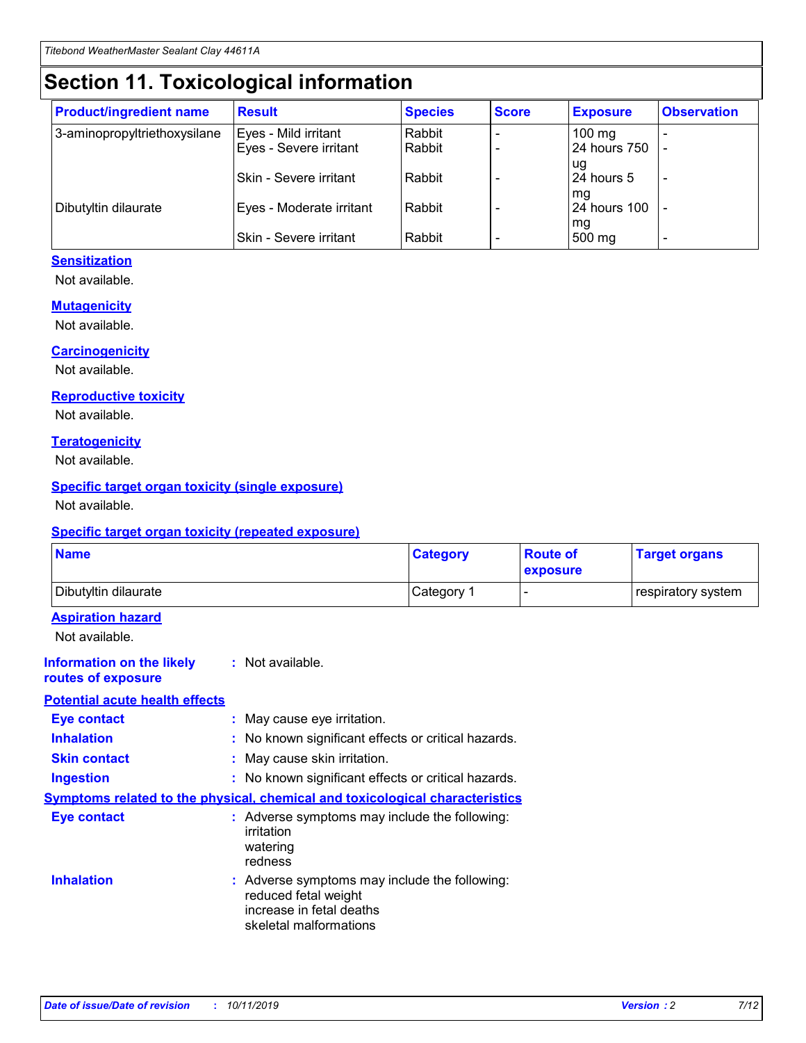# Section 11. Toxicological information

| Product/ingredient name | Result | Species | Score | Exposure | Observation |
|---|---|---|---|---|---|
| 3-aminopropyltriethoxysilane | Eyes - Mild irritant | Rabbit | - | 100 mg | - |
| | Eyes - Severe irritant | Rabbit | - | 24 hours 750 ug | - |
| | Skin - Severe irritant | Rabbit | - | 24 hours 5 mg | - |
| Dibutyltin dilaurate | Eyes - Moderate irritant | Rabbit | - | 24 hours 100 mg | - |
| | Skin - Severe irritant | Rabbit | - | 500 mg | - |

### Sensitization

Not available.

### Mutagenicity

Not available.

### Carcinogenicity

Not available.

### Reproductive toxicity

Not available.

### Teratogenicity

Not available.

### Specific target organ toxicity (single exposure)

Not available.

### Specific target organ toxicity (repeated exposure)

| Name | Category | Route of exposure | Target organs |
|---|---|---|---|
| Dibutyltin dilaurate | Category 1 | - | respiratory system |

### Aspiration hazard

Not available.

**Information on the likely routes of exposure** : Not available.

### Potential acute health effects

**Eye contact** : May cause eye irritation.

**Inhalation** : No known significant effects or critical hazards.

**Skin contact** : May cause skin irritation.

**Ingestion** : No known significant effects or critical hazards.

### Symptoms related to the physical, chemical and toxicological characteristics

**Eye contact** : Adverse symptoms may include the following:
irritation
watering
redness

**Inhalation** : Adverse symptoms may include the following:
reduced fetal weight
increase in fetal deaths
skeletal malformations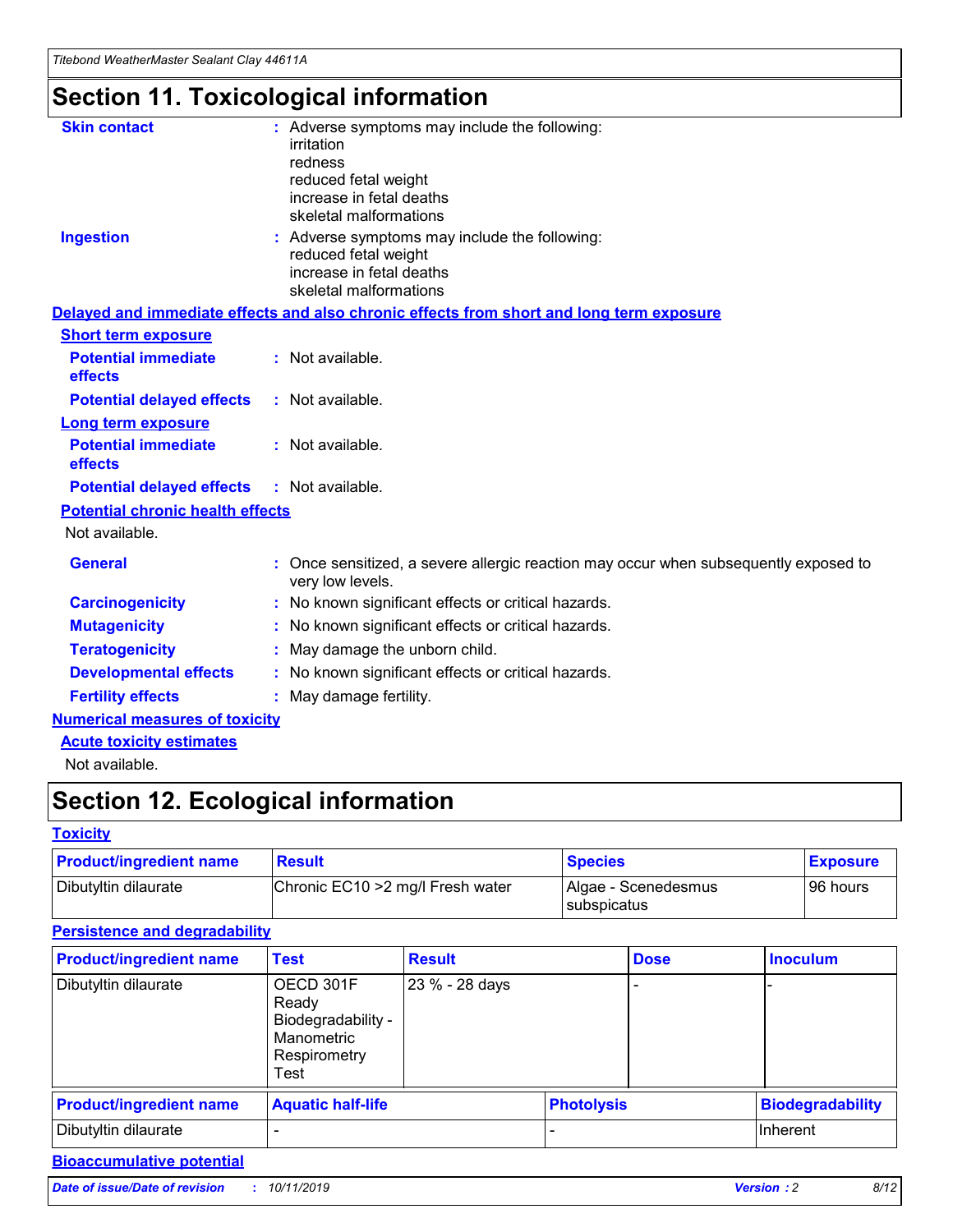# Section 11. Toxicological information

**Skin contact** : Adverse symptoms may include the following:
irritation
redness
reduced fetal weight
increase in fetal deaths
skeletal malformations

**Ingestion** : Adverse symptoms may include the following:
reduced fetal weight
increase in fetal deaths
skeletal malformations

## Delayed and immediate effects and also chronic effects from short and long term exposure

### Short term exposure

**Potential immediate effects** : Not available.

**Potential delayed effects** : Not available.

### Long term exposure

**Potential immediate effects** : Not available.

**Potential delayed effects** : Not available.

### Potential chronic health effects

Not available.

**General** : Once sensitized, a severe allergic reaction may occur when subsequently exposed to very low levels.

**Carcinogenicity** : No known significant effects or critical hazards.

**Mutagenicity** : No known significant effects or critical hazards.

**Teratogenicity** : May damage the unborn child.

**Developmental effects** : No known significant effects or critical hazards.

**Fertility effects** : May damage fertility.

## Numerical measures of toxicity

### Acute toxicity estimates

Not available.

# Section 12. Ecological information

## Toxicity

| Product/ingredient name | Result | Species | Exposure |
| --- | --- | --- | --- |
| Dibutyltin dilaurate | Chronic EC10 >2 mg/l Fresh water | Algae - Scenedesmus subspicatus | 96 hours |

## Persistence and degradability

| Product/ingredient name | Test | Result | Dose | Inoculum |
| --- | --- | --- | --- | --- |
| Dibutyltin dilaurate | OECD 301F Ready Biodegradability - Manometric Respirometry Test | 23 % - 28 days | - | - |

| Product/ingredient name | Aquatic half-life | Photolysis | Biodegradability |
| --- | --- | --- | --- |
| Dibutyltin dilaurate | - | - | Inherent |

## Bioaccumulative potential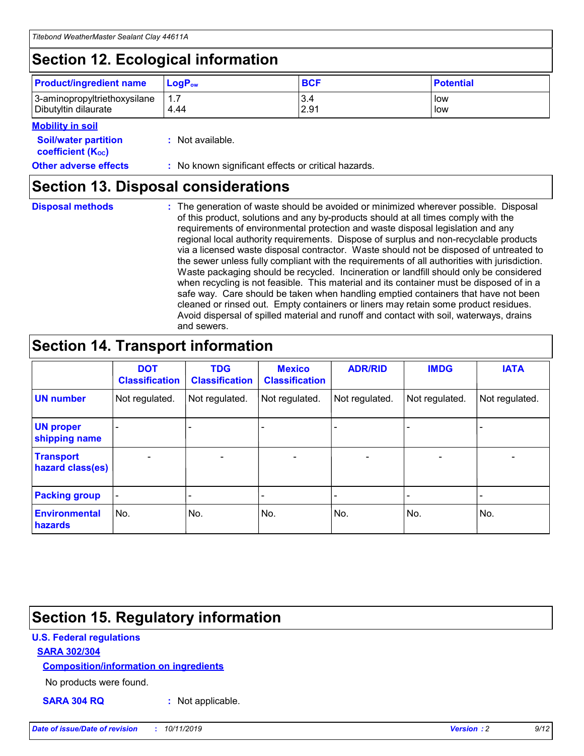## Section 12. Ecological information

| Product/ingredient name | $LogP_{ow}$ | BCF | Potential |
|---|---|---|---|
| 3-aminopropyltriethoxysilane | 1.7 | 3.4 | low |
| Dibutyltin dilaurate | 4.44 | 2.91 | low |

**Mobility in soil**

**Soil/water partition coefficient ($K_{OC}$)** : Not available.

**Other adverse effects** : No known significant effects or critical hazards.

## Section 13. Disposal considerations

**Disposal methods** : The generation of waste should be avoided or minimized wherever possible. Disposal of this product, solutions and any by-products should at all times comply with the requirements of environmental protection and waste disposal legislation and any regional local authority requirements. Dispose of surplus and non-recyclable products via a licensed waste disposal contractor. Waste should not be disposed of untreated to the sewer unless fully compliant with the requirements of all authorities with jurisdiction. Waste packaging should be recycled. Incineration or landfill should only be considered when recycling is not feasible. This material and its container must be disposed of in a safe way. Care should be taken when handling emptied containers that have not been cleaned or rinsed out. Empty containers or liners may retain some product residues. Avoid dispersal of spilled material and runoff and contact with soil, waterways, drains and sewers.

## Section 14. Transport information

| | DOT Classification | TDG Classification | Mexico Classification | ADR/RID | IMDG | IATA |
|---|---|---|---|---|---|---|
| UN number | Not regulated. | Not regulated. | Not regulated. | Not regulated. | Not regulated. | Not regulated. |
| UN proper shipping name | - | - | - | - | - | - |
| Transport hazard class(es) | - | - | - | - | - | - |
| Packing group | - | - | - | - | - | - |
| Environmental hazards | No. | No. | No. | No. | No. | No. |

## Section 15. Regulatory information

**U.S. Federal regulations**

**SARA 302/304**

**Composition/information on ingredients**

No products were found.

**SARA 304 RQ** : Not applicable.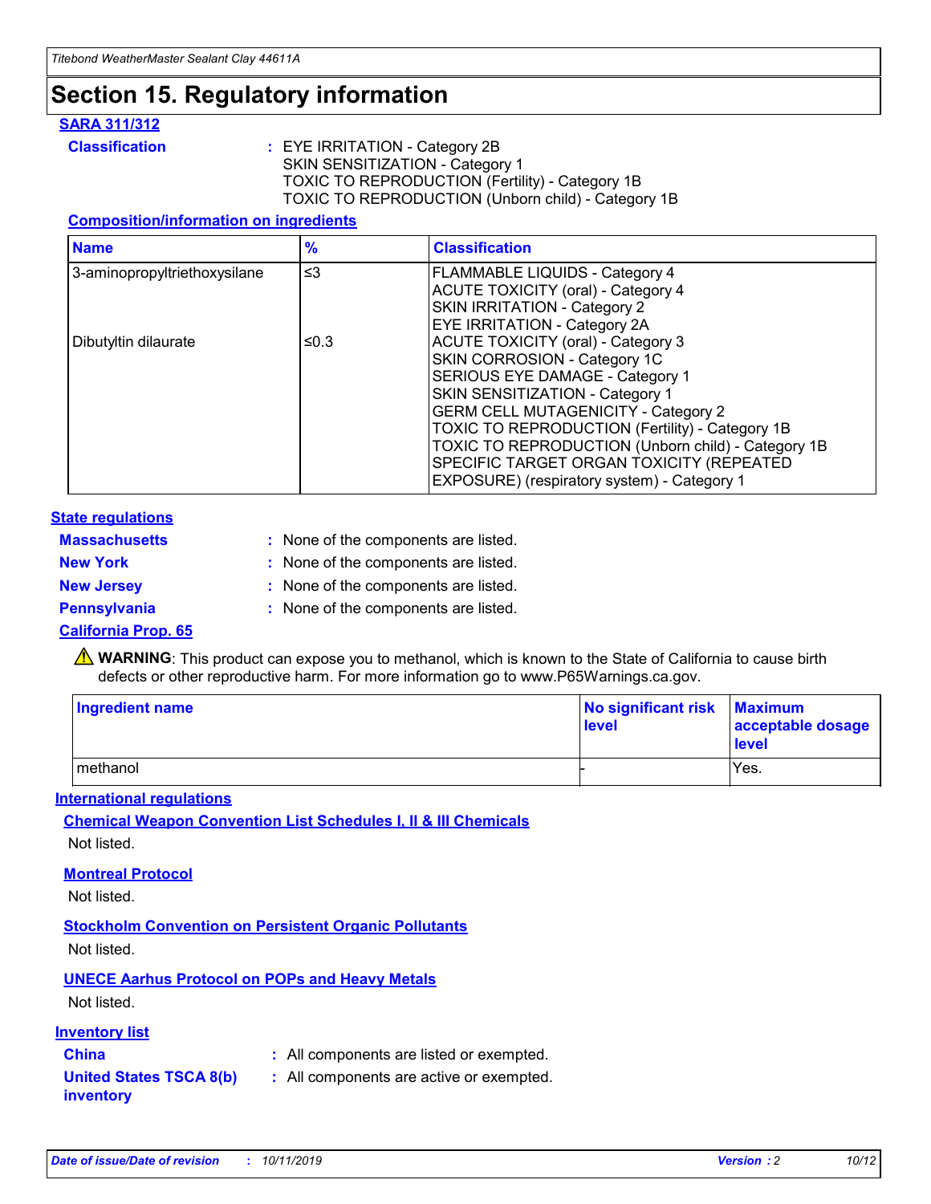# Section 15. Regulatory information

## SARA 311/312

**Classification** : EYE IRRITATION - Category 2B
SKIN SENSITIZATION - Category 1
TOXIC TO REPRODUCTION (Fertility) - Category 1B
TOXIC TO REPRODUCTION (Unborn child) - Category 1B

### Composition/information on ingredients

| Name | % | Classification |
|---|---|---|
| 3-aminopropyltriethoxysilane | ≤3 | FLAMMABLE LIQUIDS - Category 4<br>ACUTE TOXICITY (oral) - Category 4<br>SKIN IRRITATION - Category 2<br>EYE IRRITATION - Category 2A |
| Dibutyltin dilaurate | ≤0.3 | ACUTE TOXICITY (oral) - Category 3<br>SKIN CORROSION - Category 1C<br>SERIOUS EYE DAMAGE - Category 1<br>SKIN SENSITIZATION - Category 1<br>GERM CELL MUTAGENICITY - Category 2<br>TOXIC TO REPRODUCTION (Fertility) - Category 1B<br>TOXIC TO REPRODUCTION (Unborn child) - Category 1B<br>SPECIFIC TARGET ORGAN TOXICITY (REPEATED EXPOSURE) (respiratory system) - Category 1 |

## State regulations

**Massachusetts** : None of the components are listed.

**New York** : None of the components are listed.

**New Jersey** : None of the components are listed.

**Pennsylvania** : None of the components are listed.

### California Prop. 65

⚠ **WARNING**: This product can expose you to methanol, which is known to the State of California to cause birth defects or other reproductive harm. For more information go to www.P65Warnings.ca.gov.

| Ingredient name | No significant risk level | Maximum acceptable dosage level |
|---|---|---|
| methanol | - | Yes. |

## International regulations

### Chemical Weapon Convention List Schedules I, II & III Chemicals

Not listed.

### Montreal Protocol

Not listed.

### Stockholm Convention on Persistent Organic Pollutants

Not listed.

### UNECE Aarhus Protocol on POPs and Heavy Metals

Not listed.

## Inventory list

**China** : All components are listed or exempted.

**United States TSCA 8(b) inventory** : All components are active or exempted.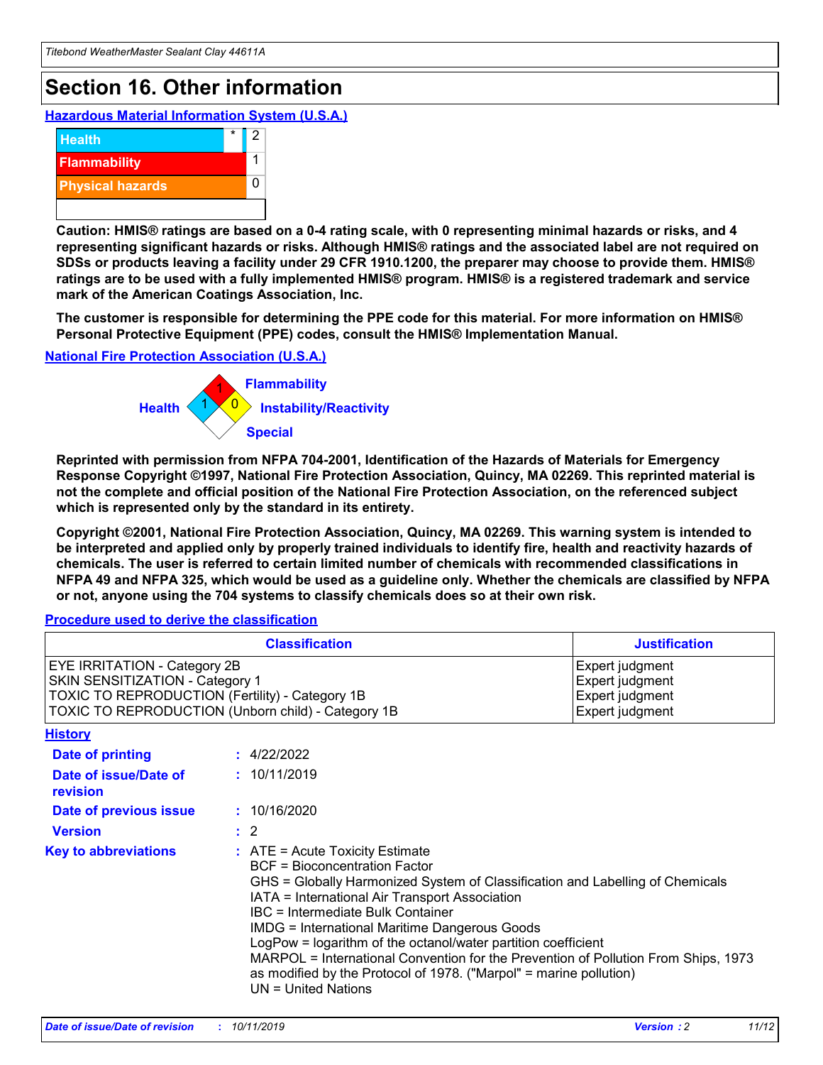# Section 16. Other information

**Hazardous Material Information System (U.S.A.)**

| | | |
|---|---|---|
| Health | * | 2 |
| Flammability | | 1 |
| Physical hazards | | 0 |
| | | |

**Caution: HMIS® ratings are based on a 0-4 rating scale, with 0 representing minimal hazards or risks, and 4 representing significant hazards or risks. Although HMIS® ratings and the associated label are not required on SDSs or products leaving a facility under 29 CFR 1910.1200, the preparer may choose to provide them. HMIS® ratings are to be used with a fully implemented HMIS® program. HMIS® is a registered trademark and service mark of the American Coatings Association, Inc.**

**The customer is responsible for determining the PPE code for this material. For more information on HMIS® Personal Protective Equipment (PPE) codes, consult the HMIS® Implementation Manual.**

**National Fire Protection Association (U.S.A.)**

Flammability: 1
Health: 1
Instability/Reactivity: 0
Special:

**Reprinted with permission from NFPA 704-2001, Identification of the Hazards of Materials for Emergency Response Copyright ©1997, National Fire Protection Association, Quincy, MA 02269. This reprinted material is not the complete and official position of the National Fire Protection Association, on the referenced subject which is represented only by the standard in its entirety.**

**Copyright ©2001, National Fire Protection Association, Quincy, MA 02269. This warning system is intended to be interpreted and applied only by properly trained individuals to identify fire, health and reactivity hazards of chemicals. The user is referred to certain limited number of chemicals with recommended classifications in NFPA 49 and NFPA 325, which would be used as a guideline only. Whether the chemicals are classified by NFPA or not, anyone using the 704 systems to classify chemicals does so at their own risk.**

**Procedure used to derive the classification**

| Classification | Justification |
|---|---|
| EYE IRRITATION - Category 2B | Expert judgment |
| SKIN SENSITIZATION - Category 1 | Expert judgment |
| TOXIC TO REPRODUCTION (Fertility) - Category 1B | Expert judgment |
| TOXIC TO REPRODUCTION (Unborn child) - Category 1B | Expert judgment |

**History**

**Date of printing** : 4/22/2022

**Date of issue/Date of revision** : 10/11/2019

**Date of previous issue** : 10/16/2020

**Version** : 2

**Key to abbreviations** : ATE = Acute Toxicity Estimate
BCF = Bioconcentration Factor
GHS = Globally Harmonized System of Classification and Labelling of Chemicals
IATA = International Air Transport Association
IBC = Intermediate Bulk Container
IMDG = International Maritime Dangerous Goods
LogPow = logarithm of the octanol/water partition coefficient
MARPOL = International Convention for the Prevention of Pollution From Ships, 1973 as modified by the Protocol of 1978. ("Marpol" = marine pollution)
UN = United Nations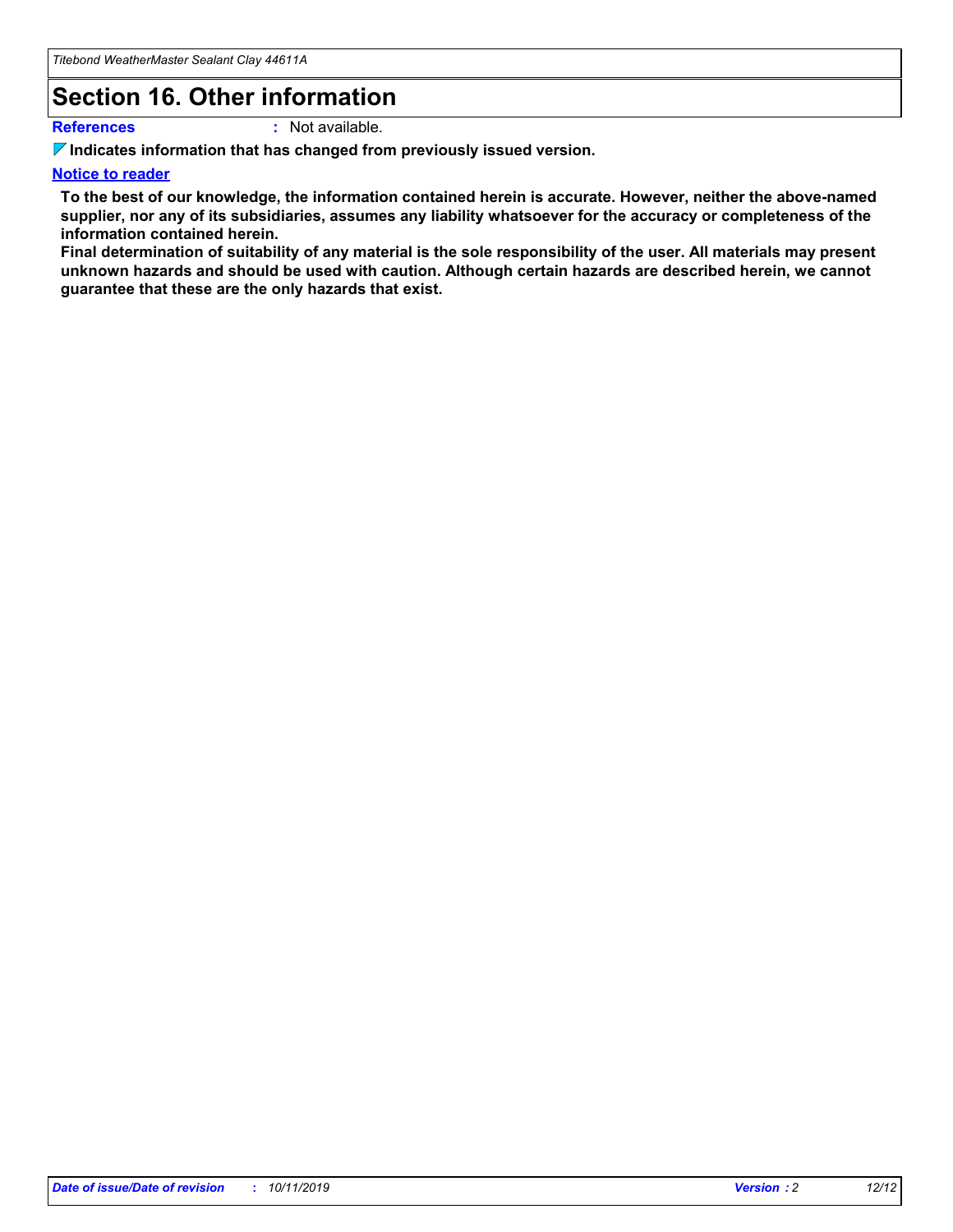# Section 16. Other information

**References** : Not available.

**Indicates information that has changed from previously issued version.**

**Notice to reader**

**To the best of our knowledge, the information contained herein is accurate. However, neither the above-named supplier, nor any of its subsidiaries, assumes any liability whatsoever for the accuracy or completeness of the information contained herein.**

**Final determination of suitability of any material is the sole responsibility of the user. All materials may present unknown hazards and should be used with caution. Although certain hazards are described herein, we cannot guarantee that these are the only hazards that exist.**